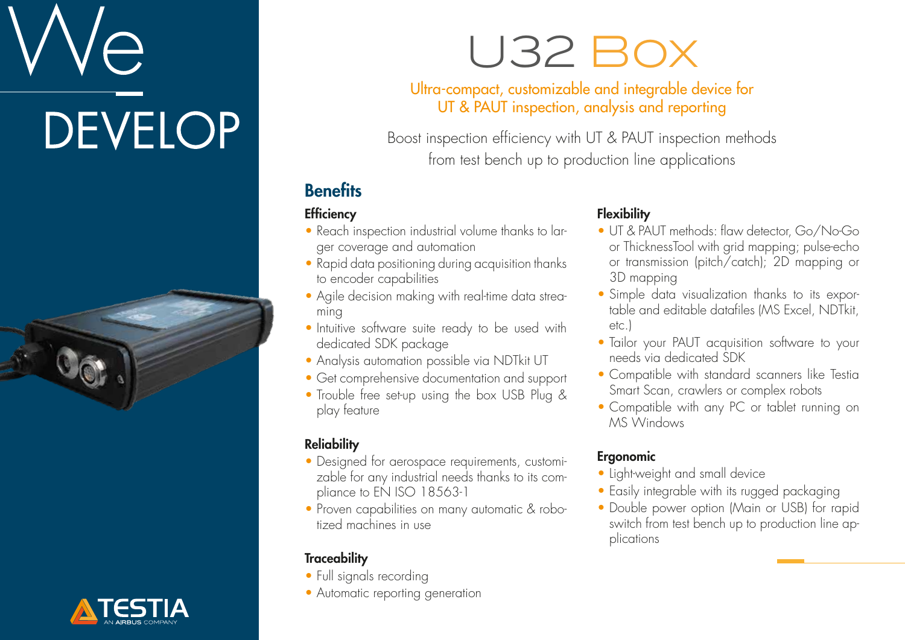We

DEVELOP

# U32 Box

Ultra-compact, customizable and integrable device for UT & PAUT inspection, analysis and reporting

Boost inspection efficiency with UT & PAUT inspection methods from test bench up to production line applications

## Benefits

### Efficiency

- Reach inspection industrial volume thanks to larger coverage and automation
- Rapid data positioning during acquisition thanks to encoder capabilities
- Agile decision making with real-time data streaming
- Intuitive software suite ready to be used with dedicated SDK package
- Analysis automation possible via NDTkit UT
- Get comprehensive documentation and support
- Trouble free set-up using the box USB Plug & play feature

### Reliability

- Designed for aerospace requirements, customizable for any industrial needs thanks to its compliance to EN ISO 18563-1
- Proven capabilities on many automatic & robotized machines in use

### Traceability

- Full signals recording
- Automatic reporting generation

### Flexibility

- UT & PAUT methods: flaw detector, Go/No-Go or ThicknessTool with grid mapping; pulse-echo or transmission (pitch/catch); 2D mapping or 3D mapping
- Simple data visualization thanks to its exportable and editable datafiles (MS Excel, NDTkit, etc.)
- Tailor your PAUT acquisition software to your needs via dedicated SDK
- Compatible with standard scanners like Testia Smart Scan, crawlers or complex robots
- Compatible with any PC or tablet running on MS Windows

### Ergonomic

- Light-weight and small device
- Easily integrable with its rugged packaging
- Double power option (Main or USB) for rapid switch from test bench up to production line applications

TESTIA
AN AIRBUS COMPANY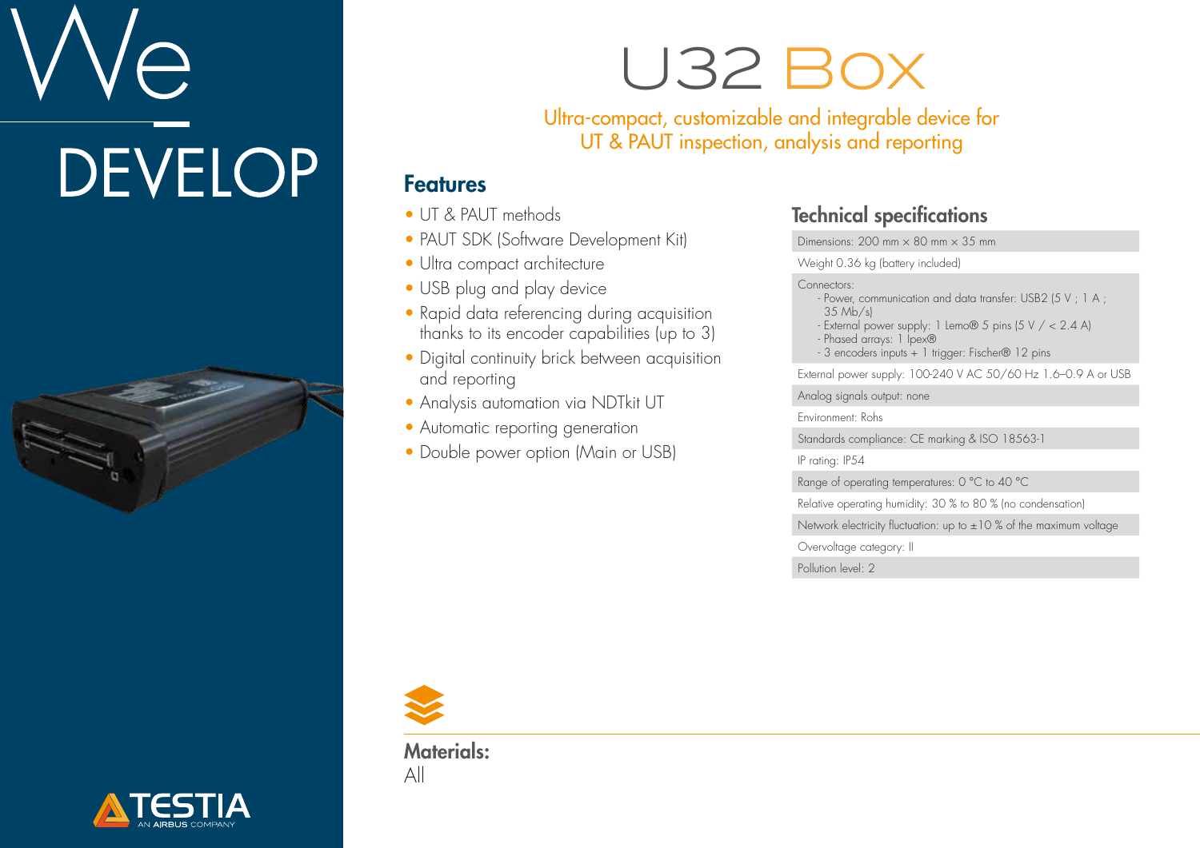We DEVELOP

# U32 Box

Ultra-compact, customizable and integrable device for UT & PAUT inspection, analysis and reporting

## Features

- UT & PAUT methods
- PAUT SDK (Software Development Kit)
- Ultra compact architecture
- USB plug and play device
- Rapid data referencing during acquisition thanks to its encoder capabilities (up to 3)
- Digital continuity brick between acquisition and reporting
- Analysis automation via NDTkit UT
- Automatic reporting generation
- Double power option (Main or USB)

## Technical specifications

| |
|---|
| Dimensions: 200 mm × 80 mm × 35 mm |
| Weight 0.36 kg (battery included) |
| Connectors:<br>- Power, communication and data transfer: USB2 (5 V ; 1 A ; 35 Mb/s)<br>- External power supply: 1 Lemo® 5 pins (5 V / < 2.4 A)<br>- Phased arrays: 1 Ipex®<br>- 3 encoders inputs + 1 trigger: Fischer® 12 pins |
| External power supply: 100-240 V AC 50/60 Hz 1.6–0.9 A or USB |
| Analog signals output: none |
| Environment: Rohs |
| Standards compliance: CE marking & ISO 18563-1 |
| IP rating: IP54 |
| Range of operating temperatures: 0 °C to 40 °C |
| Relative operating humidity: 30 % to 80 % (no condensation) |
| Network electricity fluctuation: up to ±10 % of the maximum voltage |
| Overvoltage category: II |
| Pollution level: 2 |

**Materials:**
All

TESTIA
AN AIRBUS COMPANY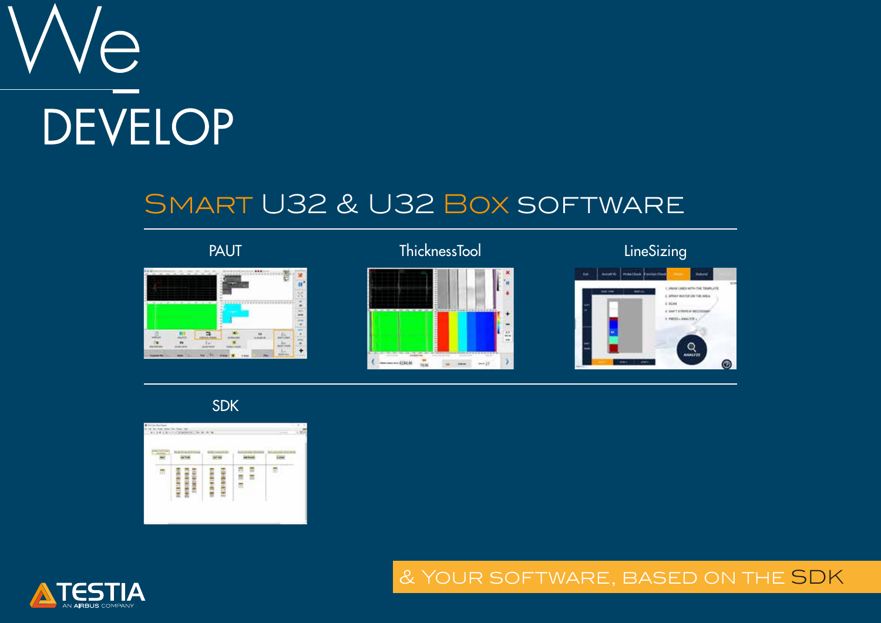# We DEVELOP

## SMART U32 & U32 BOX SOFTWARE

PAUT

ThicknessTool

LineSizing

SDK

& YOUR SOFTWARE, BASED ON THE SDK

TESTIA
AN AIRBUS COMPANY